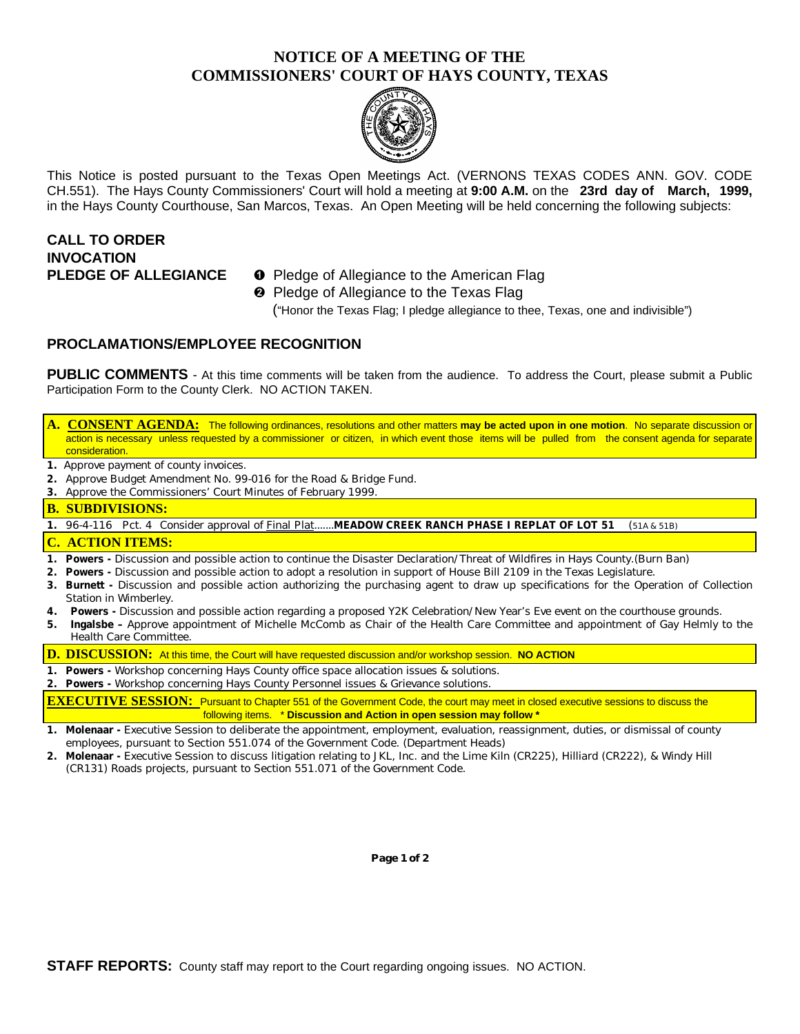# NOTICE OF A MEETING OF THE COMMISSIONERS' COURT OF HAYS COUNTY, TEXAS

This Notice is posted pursuant to the Texas Open Meetings Act. (VERNONS TEXAS CODES ANN. GOV. CODE CH.551). The Hays County Commissioners' Court will hold a meeting at **9:00 A.M.** on the **23rd day of March, 1999,** in the Hays County Courthouse, San Marcos, Texas. An Open Meeting will be held concerning the following subjects:

**CALL TO ORDER**

**INVOCATION**

**PLEDGE OF ALLEGIANCE**

- ❶ Pledge of Allegiance to the American Flag
- ❷ Pledge of Allegiance to the Texas Flag
  ("Honor the Texas Flag; I pledge allegiance to thee, Texas, one and indivisible")

## PROCLAMATIONS/EMPLOYEE RECOGNITION

**PUBLIC COMMENTS** - At this time comments will be taken from the audience. To address the Court, please submit a Public Participation Form to the County Clerk. NO ACTION TAKEN.

## A. CONSENT AGENDA:

The following ordinances, resolutions and other matters **may be acted upon in one motion**. No separate discussion or action is necessary unless requested by a commissioner or citizen, in which event those items will be pulled from the consent agenda for separate consideration.

1. Approve payment of county invoices.
2. Approve Budget Amendment No. 99-016 for the Road & Bridge Fund.
3. Approve the Commissioners' Court Minutes of February 1999.

## B. SUBDIVISIONS:

1. 96-4-116 Pct. 4 Consider approval of Final Plat.......**MEADOW CREEK RANCH PHASE I REPLAT OF LOT 51** (51A & 51B)

## C. ACTION ITEMS:

1. **Powers -** Discussion and possible action to continue the Disaster Declaration/Threat of Wildfires in Hays County.(Burn Ban)
2. **Powers -** Discussion and possible action to adopt a resolution in support of House Bill 2109 in the Texas Legislature.
3. **Burnett -** Discussion and possible action authorizing the purchasing agent to draw up specifications for the Operation of Collection Station in Wimberley.
4. **Powers -** Discussion and possible action regarding a proposed Y2K Celebration/New Year's Eve event on the courthouse grounds.
5. **Ingalsbe –** Approve appointment of Michelle McComb as Chair of the Health Care Committee and appointment of Gay Helmly to the Health Care Committee.

## D. DISCUSSION:

At this time, the Court will have requested discussion and/or workshop session. **NO ACTION**

1. **Powers -** Workshop concerning Hays County office space allocation issues & solutions.
2. **Powers -** Workshop concerning Hays County Personnel issues & Grievance solutions.

## EXECUTIVE SESSION:

Pursuant to Chapter 551 of the Government Code, the court may meet in closed executive sessions to discuss the following items. *** Discussion and Action in open session may follow ***

1. **Molenaar -** Executive Session to deliberate the appointment, employment, evaluation, reassignment, duties, or dismissal of county employees, pursuant to Section 551.074 of the Government Code. (Department Heads)
2. **Molenaar -** Executive Session to discuss litigation relating to JKL, Inc. and the Lime Kiln (CR225), Hilliard (CR222), & Windy Hill (CR131) Roads projects, pursuant to Section 551.071 of the Government Code.

**STAFF REPORTS:** County staff may report to the Court regarding ongoing issues. NO ACTION.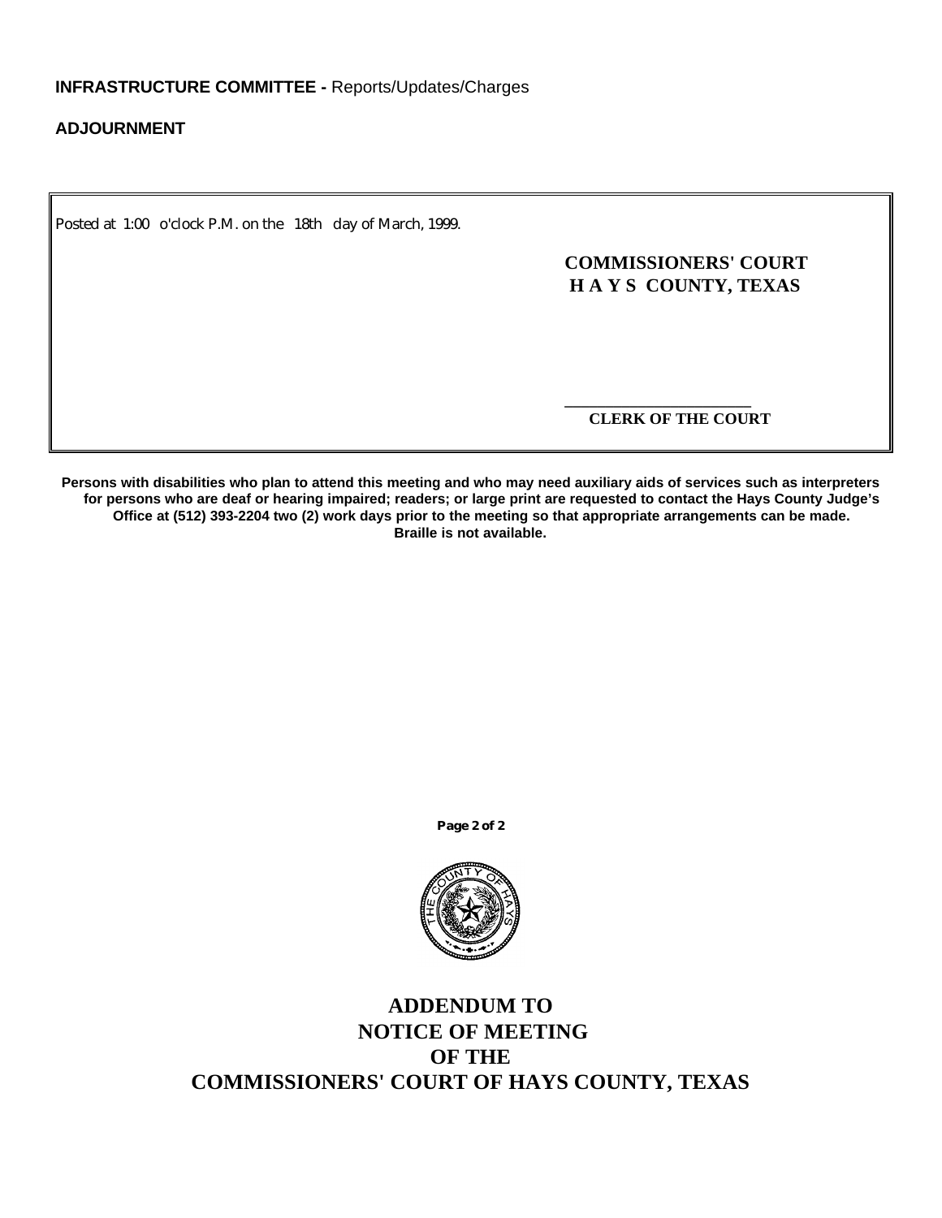**INFRASTRUCTURE COMMITTEE -** Reports/Updates/Charges

**ADJOURNMENT**

Posted at 1:00 o'clock P.M. on the 18th day of March, 1999.

**COMMISSIONERS' COURT**
**H A Y S COUNTY, TEXAS**

______________________
**CLERK OF THE COURT**

**Persons with disabilities who plan to attend this meeting and who may need auxiliary aids of services such as interpreters for persons who are deaf or hearing impaired; readers; or large print are requested to contact the Hays County Judge's Office at (512) 393-2204 two (2) work days prior to the meeting so that appropriate arrangements can be made. Braille is not available.**

# ADDENDUM TO NOTICE OF MEETING OF THE COMMISSIONERS' COURT OF HAYS COUNTY, TEXAS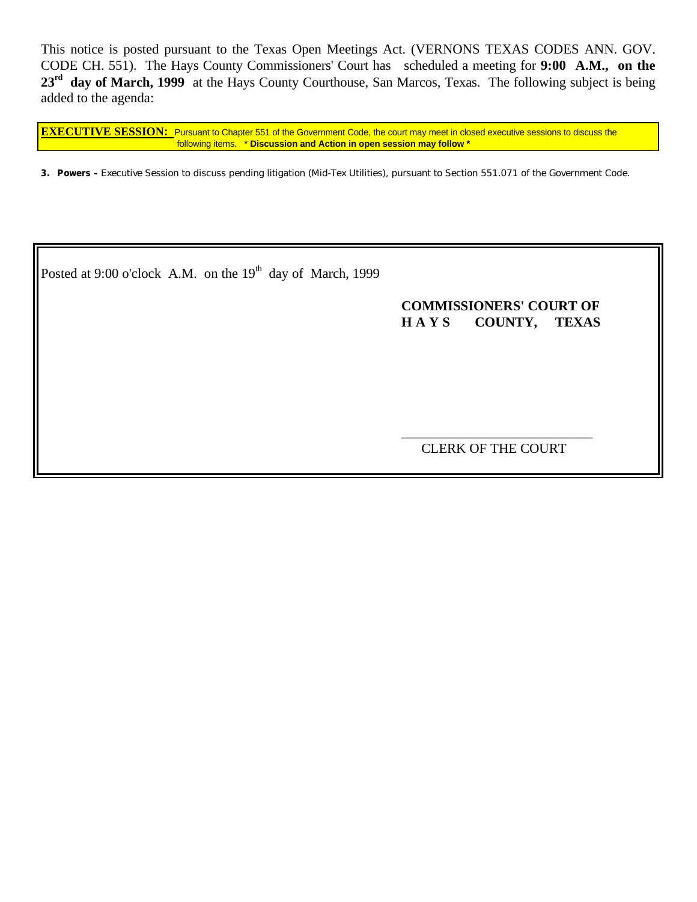This notice is posted pursuant to the Texas Open Meetings Act. (VERNONS TEXAS CODES ANN. GOV. CODE CH. 551). The Hays County Commissioners' Court has scheduled a meeting for **9:00 A.M., on the 23rd day of March, 1999** at the Hays County Courthouse, San Marcos, Texas. The following subject is being added to the agenda:

**EXECUTIVE SESSION:** Pursuant to Chapter 551 of the Government Code, the court may meet in closed executive sessions to discuss the following items. * **Discussion and Action in open session may follow** *

**3. Powers –** Executive Session to discuss pending litigation (Mid-Tex Utilities), pursuant to Section 551.071 of the Government Code.

Posted at 9:00 o'clock A.M. on the 19th day of March, 1999

**COMMISSIONERS' COURT OF**
**HAYS COUNTY, TEXAS**

\_\_\_\_\_\_\_\_\_\_\_\_\_\_\_\_\_\_\_\_\_\_\_\_\_\_\_\_\_\_

CLERK OF THE COURT